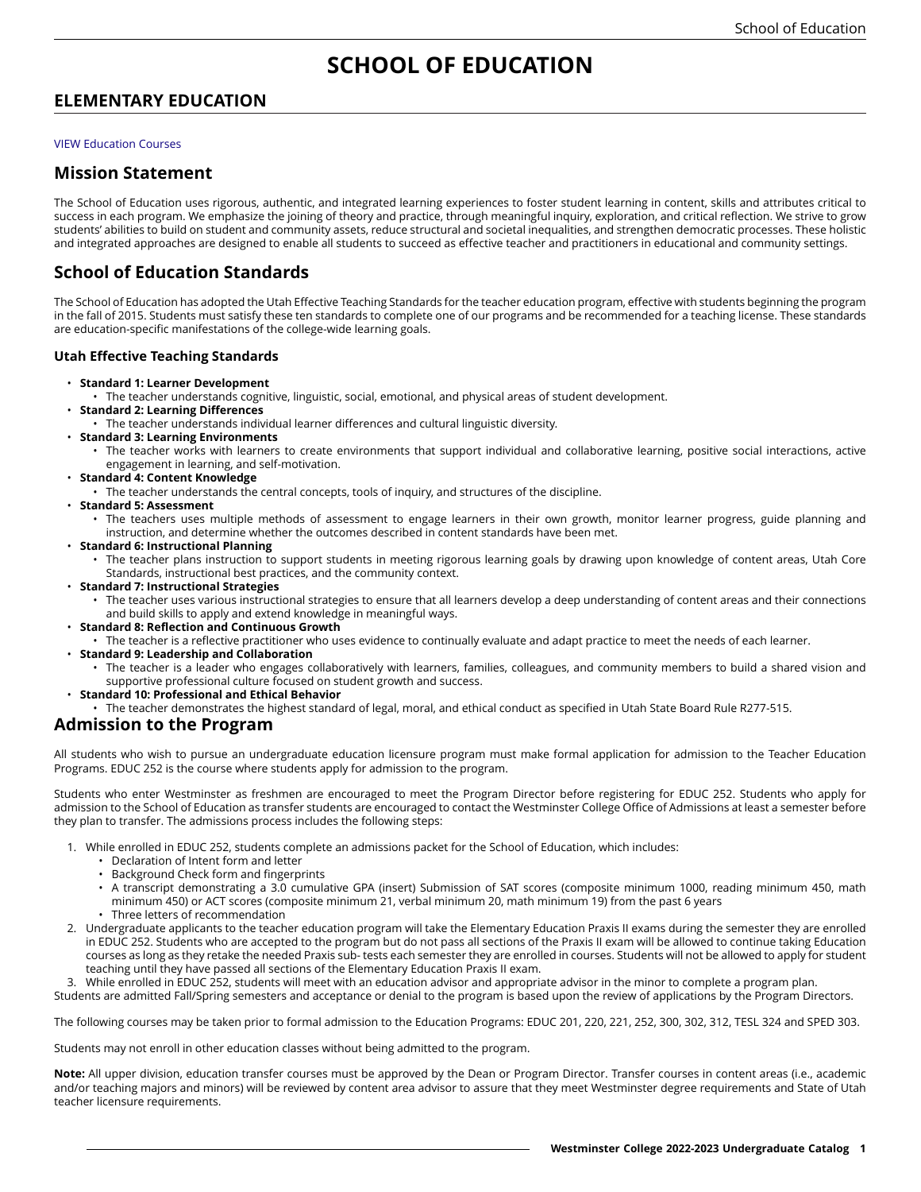# SCHOOL OF EDUCATION

## ELEMENTARY EDUCATION

VIEW Education Courses

## Mission Statement

The School of Education uses rigorous, authentic, and integrated learning experiences to foster student learning in content, skills and attributes critical to success in each program. We emphasize the joining of theory and practice, through meaningful inquiry, exploration, and critical reflection. We strive to grow students' abilities to build on student and community assets, reduce structural and societal inequalities, and strengthen democratic processes. These holistic and integrated approaches are designed to enable all students to succeed as effective teacher and practitioners in educational and community settings.

## School of Education Standards

The School of Education has adopted the Utah Effective Teaching Standards for the teacher education program, effective with students beginning the program in the fall of 2015. Students must satisfy these ten standards to complete one of our programs and be recommended for a teaching license. These standards are education-specific manifestations of the college-wide learning goals.

### Utah Effective Teaching Standards

- **Standard 1: Learner Development**
  - The teacher understands cognitive, linguistic, social, emotional, and physical areas of student development.
- **Standard 2: Learning Differences**
  - The teacher understands individual learner differences and cultural linguistic diversity.
- **Standard 3: Learning Environments**
  - The teacher works with learners to create environments that support individual and collaborative learning, positive social interactions, active engagement in learning, and self-motivation.
- **Standard 4: Content Knowledge**
  - The teacher understands the central concepts, tools of inquiry, and structures of the discipline.
- **Standard 5: Assessment**
  - The teachers uses multiple methods of assessment to engage learners in their own growth, monitor learner progress, guide planning and instruction, and determine whether the outcomes described in content standards have been met.
- **Standard 6: Instructional Planning**
  - The teacher plans instruction to support students in meeting rigorous learning goals by drawing upon knowledge of content areas, Utah Core Standards, instructional best practices, and the community context.
- **Standard 7: Instructional Strategies**
  - The teacher uses various instructional strategies to ensure that all learners develop a deep understanding of content areas and their connections and build skills to apply and extend knowledge in meaningful ways.
- **Standard 8: Reflection and Continuous Growth**
  - The teacher is a reflective practitioner who uses evidence to continually evaluate and adapt practice to meet the needs of each learner.
- **Standard 9: Leadership and Collaboration**
  - The teacher is a leader who engages collaboratively with learners, families, colleagues, and community members to build a shared vision and supportive professional culture focused on student growth and success.
- **Standard 10: Professional and Ethical Behavior**
  - The teacher demonstrates the highest standard of legal, moral, and ethical conduct as specified in Utah State Board Rule R277-515.

## Admission to the Program

All students who wish to pursue an undergraduate education licensure program must make formal application for admission to the Teacher Education Programs. EDUC 252 is the course where students apply for admission to the program.

Students who enter Westminster as freshmen are encouraged to meet the Program Director before registering for EDUC 252. Students who apply for admission to the School of Education as transfer students are encouraged to contact the Westminster College Office of Admissions at least a semester before they plan to transfer. The admissions process includes the following steps:

1. While enrolled in EDUC 252, students complete an admissions packet for the School of Education, which includes:
   - Declaration of Intent form and letter
   - Background Check form and fingerprints
   - A transcript demonstrating a 3.0 cumulative GPA (insert) Submission of SAT scores (composite minimum 1000, reading minimum 450, math minimum 450) or ACT scores (composite minimum 21, verbal minimum 20, math minimum 19) from the past 6 years
   - Three letters of recommendation
2. Undergraduate applicants to the teacher education program will take the Elementary Education Praxis II exams during the semester they are enrolled in EDUC 252. Students who are accepted to the program but do not pass all sections of the Praxis II exam will be allowed to continue taking Education courses as long as they retake the needed Praxis sub- tests each semester they are enrolled in courses. Students will not be allowed to apply for student teaching until they have passed all sections of the Elementary Education Praxis II exam.
3. While enrolled in EDUC 252, students will meet with an education advisor and appropriate advisor in the minor to complete a program plan.

Students are admitted Fall/Spring semesters and acceptance or denial to the program is based upon the review of applications by the Program Directors.

The following courses may be taken prior to formal admission to the Education Programs: EDUC 201, 220, 221, 252, 300, 302, 312, TESL 324 and SPED 303.

Students may not enroll in other education classes without being admitted to the program.

**Note:** All upper division, education transfer courses must be approved by the Dean or Program Director. Transfer courses in content areas (i.e., academic and/or teaching majors and minors) will be reviewed by content area advisor to assure that they meet Westminster degree requirements and State of Utah teacher licensure requirements.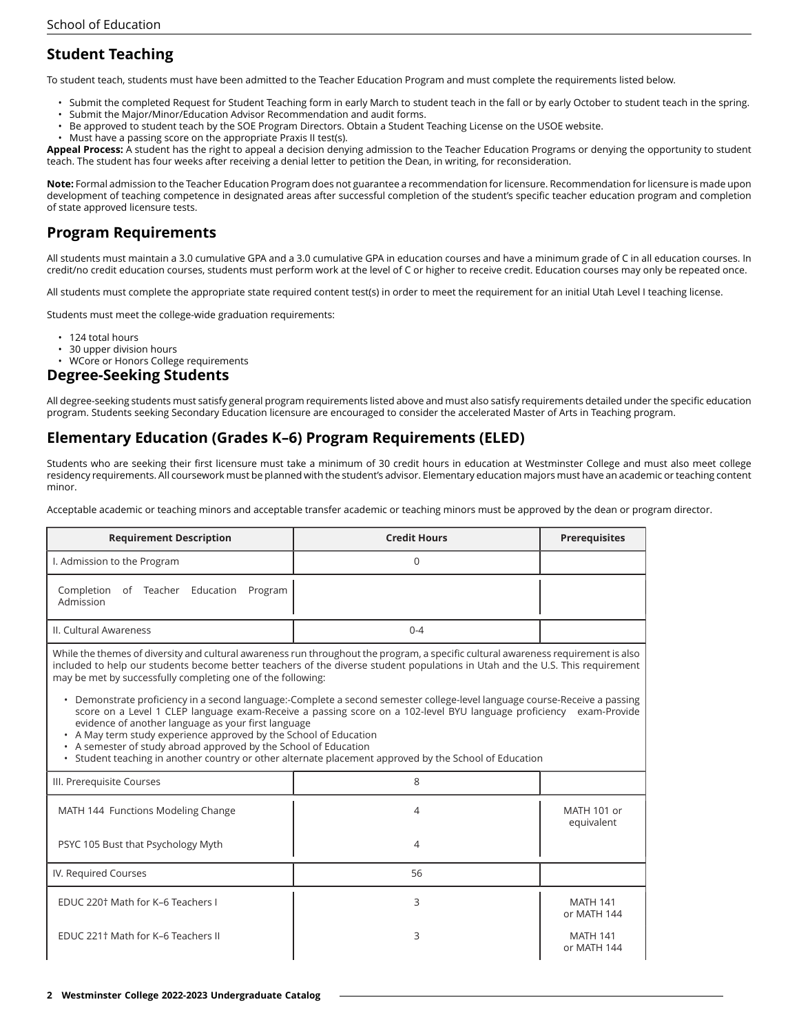## Student Teaching

To student teach, students must have been admitted to the Teacher Education Program and must complete the requirements listed below.

- Submit the completed Request for Student Teaching form in early March to student teach in the fall or by early October to student teach in the spring.
- Submit the Major/Minor/Education Advisor Recommendation and audit forms.
- Be approved to student teach by the SOE Program Directors. Obtain a Student Teaching License on the USOE website.
- Must have a passing score on the appropriate Praxis II test(s).

**Appeal Process:** A student has the right to appeal a decision denying admission to the Teacher Education Programs or denying the opportunity to student teach. The student has four weeks after receiving a denial letter to petition the Dean, in writing, for reconsideration.

**Note:** Formal admission to the Teacher Education Program does not guarantee a recommendation for licensure. Recommendation for licensure is made upon development of teaching competence in designated areas after successful completion of the student's specific teacher education program and completion of state approved licensure tests.

## Program Requirements

All students must maintain a 3.0 cumulative GPA and a 3.0 cumulative GPA in education courses and have a minimum grade of C in all education courses. In credit/no credit education courses, students must perform work at the level of C or higher to receive credit. Education courses may only be repeated once.

All students must complete the appropriate state required content test(s) in order to meet the requirement for an initial Utah Level I teaching license.

Students must meet the college-wide graduation requirements:

- 124 total hours
- 30 upper division hours
- WCore or Honors College requirements

## Degree-Seeking Students

All degree-seeking students must satisfy general program requirements listed above and must also satisfy requirements detailed under the specific education program. Students seeking Secondary Education licensure are encouraged to consider the accelerated Master of Arts in Teaching program.

## Elementary Education (Grades K–6) Program Requirements (ELED)

Students who are seeking their first licensure must take a minimum of 30 credit hours in education at Westminster College and must also meet college residency requirements. All coursework must be planned with the student's advisor. Elementary education majors must have an academic or teaching content minor.

Acceptable academic or teaching minors and acceptable transfer academic or teaching minors must be approved by the dean or program director.

| Requirement Description | Credit Hours | Prerequisites |
|---|---|---|
| I. Admission to the Program | 0 | |
| Completion of Teacher Education Program Admission | | |
| II. Cultural Awareness | 0-4 | |
| While the themes of diversity and cultural awareness run throughout the program, a specific cultural awareness requirement is also included to help our students become better teachers of the diverse student populations in Utah and the U.S. This requirement may be met by successfully completing one of the following:<br>• Demonstrate proficiency in a second language:-Complete a second semester college-level language course-Receive a passing score on a Level 1 CLEP language exam-Receive a passing score on a 102-level BYU language proficiency exam-Provide evidence of another language as your first language<br>• A May term study experience approved by the School of Education<br>• A semester of study abroad approved by the School of Education<br>• Student teaching in another country or other alternate placement approved by the School of Education | | |
| III. Prerequisite Courses | 8 | |
| MATH 144 Functions Modeling Change | 4 | MATH 101 or equivalent |
| PSYC 105 Bust that Psychology Myth | 4 | |
| IV. Required Courses | 56 | |
| EDUC 220† Math for K–6 Teachers I | 3 | MATH 141 or MATH 144 |
| EDUC 221† Math for K–6 Teachers II | 3 | MATH 141 or MATH 144 |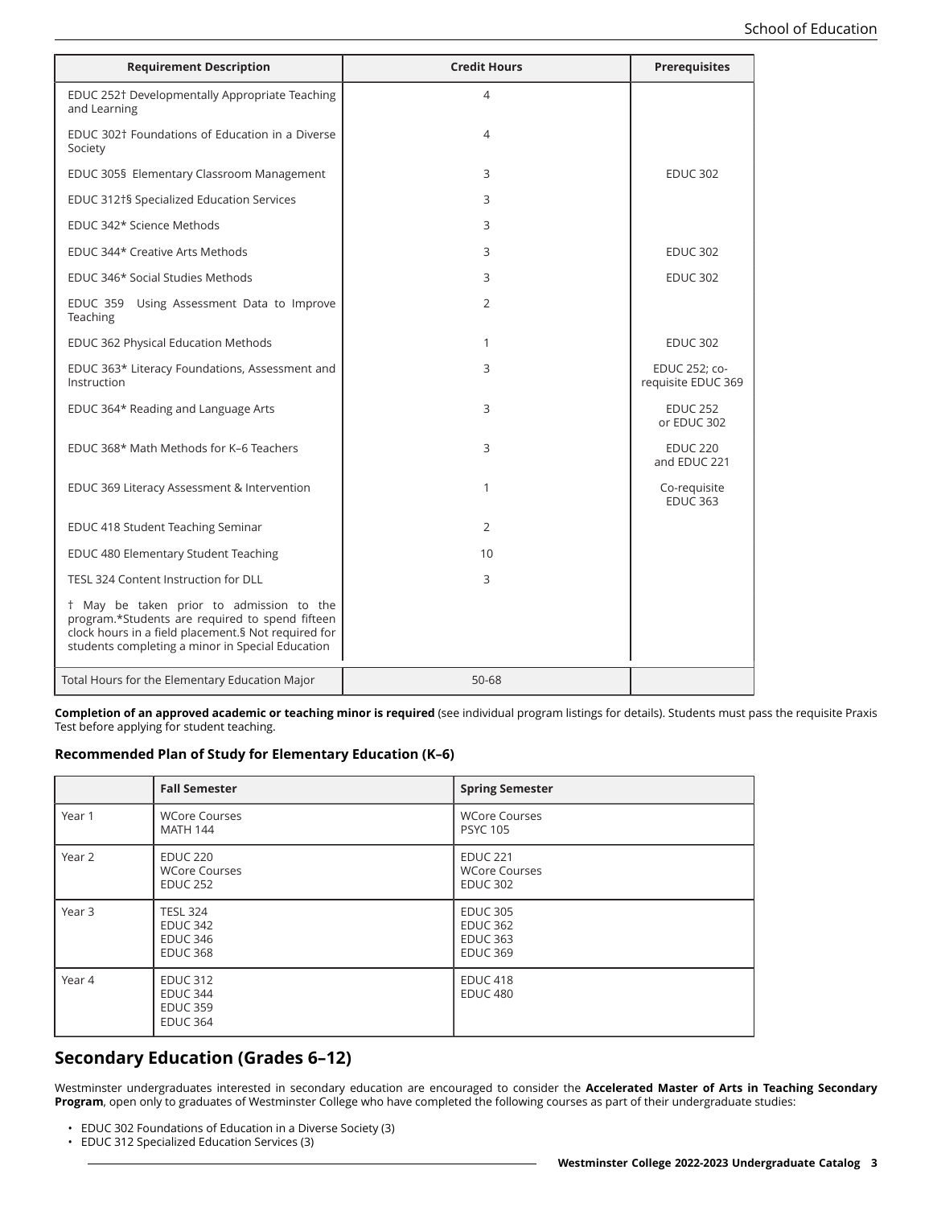| Requirement Description | Credit Hours | Prerequisites |
| --- | --- | --- |
| EDUC 252† Developmentally Appropriate Teaching and Learning | 4 | |
| EDUC 302† Foundations of Education in a Diverse Society | 4 | |
| EDUC 305§ Elementary Classroom Management | 3 | EDUC 302 |
| EDUC 312†§ Specialized Education Services | 3 | |
| EDUC 342* Science Methods | 3 | |
| EDUC 344* Creative Arts Methods | 3 | EDUC 302 |
| EDUC 346* Social Studies Methods | 3 | EDUC 302 |
| EDUC 359 Using Assessment Data to Improve Teaching | 2 | |
| EDUC 362 Physical Education Methods | 1 | EDUC 302 |
| EDUC 363* Literacy Foundations, Assessment and Instruction | 3 | EDUC 252; co-requisite EDUC 369 |
| EDUC 364* Reading and Language Arts | 3 | EDUC 252 or EDUC 302 |
| EDUC 368* Math Methods for K–6 Teachers | 3 | EDUC 220 and EDUC 221 |
| EDUC 369 Literacy Assessment & Intervention | 1 | Co-requisite EDUC 363 |
| EDUC 418 Student Teaching Seminar | 2 | |
| EDUC 480 Elementary Student Teaching | 10 | |
| TESL 324 Content Instruction for DLL | 3 | |
| † May be taken prior to admission to the program.*Students are required to spend fifteen clock hours in a field placement.§ Not required for students completing a minor in Special Education | | |
| Total Hours for the Elementary Education Major | 50-68 | |

**Completion of an approved academic or teaching minor is required** (see individual program listings for details). Students must pass the requisite Praxis Test before applying for student teaching.

### Recommended Plan of Study for Elementary Education (K–6)

| | Fall Semester | Spring Semester |
| --- | --- | --- |
| Year 1 | WCore Courses<br>MATH 144 | WCore Courses<br>PSYC 105 |
| Year 2 | EDUC 220<br>WCore Courses<br>EDUC 252 | EDUC 221<br>WCore Courses<br>EDUC 302 |
| Year 3 | TESL 324<br>EDUC 342<br>EDUC 346<br>EDUC 368 | EDUC 305<br>EDUC 362<br>EDUC 363<br>EDUC 369 |
| Year 4 | EDUC 312<br>EDUC 344<br>EDUC 359<br>EDUC 364 | EDUC 418<br>EDUC 480 |

## Secondary Education (Grades 6–12)

Westminster undergraduates interested in secondary education are encouraged to consider the **Accelerated Master of Arts in Teaching Secondary Program**, open only to graduates of Westminster College who have completed the following courses as part of their undergraduate studies:

- EDUC 302 Foundations of Education in a Diverse Society (3)
- EDUC 312 Specialized Education Services (3)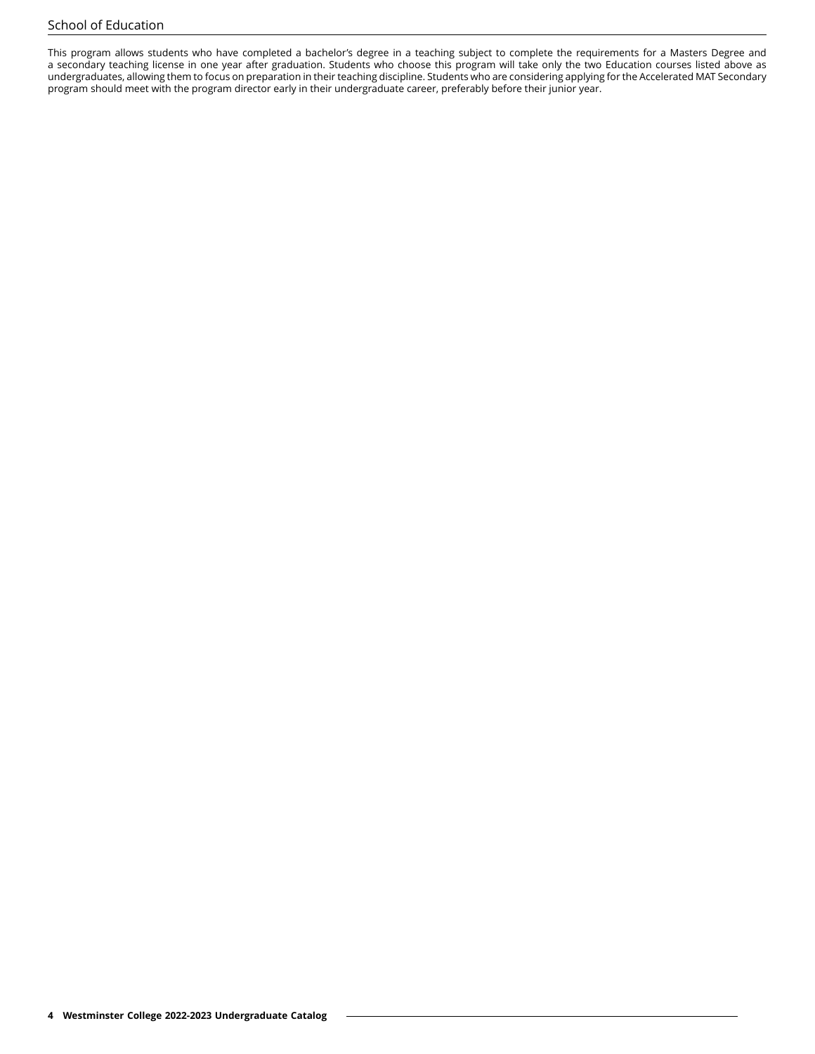This program allows students who have completed a bachelor's degree in a teaching subject to complete the requirements for a Masters Degree and a secondary teaching license in one year after graduation. Students who choose this program will take only the two Education courses listed above as undergraduates, allowing them to focus on preparation in their teaching discipline. Students who are considering applying for the Accelerated MAT Secondary program should meet with the program director early in their undergraduate career, preferably before their junior year.